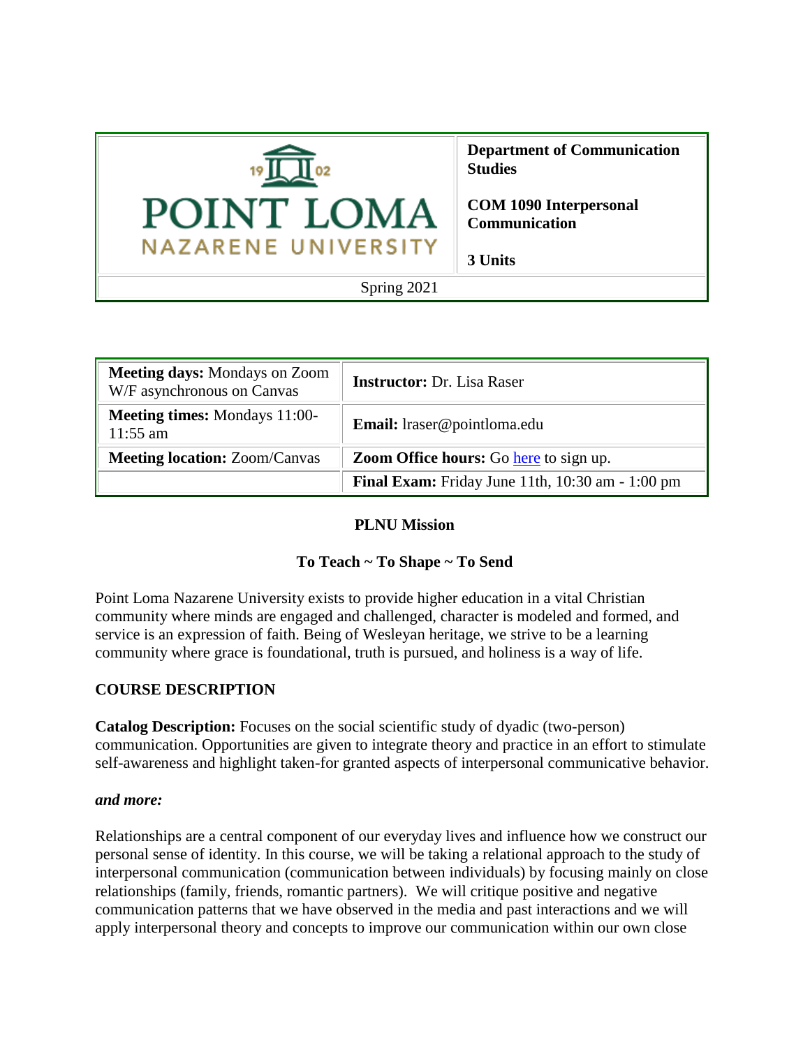| POINT LOMA NAZARENE UNIVERSITY | **Department of Communication Studies**<br><br>**COM 1090 Interpersonal Communication**<br><br>**3 Units** |
|---|---|
| Spring 2021 | |

| **Meeting days:** Mondays on Zoom W/F asynchronous on Canvas | **Instructor:** Dr. Lisa Raser |
|---|---|
| **Meeting times:** Mondays 11:00-11:55 am | **Email:** lraser@pointloma.edu |
| **Meeting location:** Zoom/Canvas | **Zoom Office hours:** Go [here]() to sign up. |
| | **Final Exam:** Friday June 11th, 10:30 am - 1:00 pm |

**PLNU Mission**

**To Teach ~ To Shape ~ To Send**

Point Loma Nazarene University exists to provide higher education in a vital Christian community where minds are engaged and challenged, character is modeled and formed, and service is an expression of faith. Being of Wesleyan heritage, we strive to be a learning community where grace is foundational, truth is pursued, and holiness is a way of life.

## COURSE DESCRIPTION

**Catalog Description:** Focuses on the social scientific study of dyadic (two-person) communication. Opportunities are given to integrate theory and practice in an effort to stimulate self-awareness and highlight taken-for granted aspects of interpersonal communicative behavior.

***and more:***

Relationships are a central component of our everyday lives and influence how we construct our personal sense of identity. In this course, we will be taking a relational approach to the study of interpersonal communication (communication between individuals) by focusing mainly on close relationships (family, friends, romantic partners). We will critique positive and negative communication patterns that we have observed in the media and past interactions and we will apply interpersonal theory and concepts to improve our communication within our own close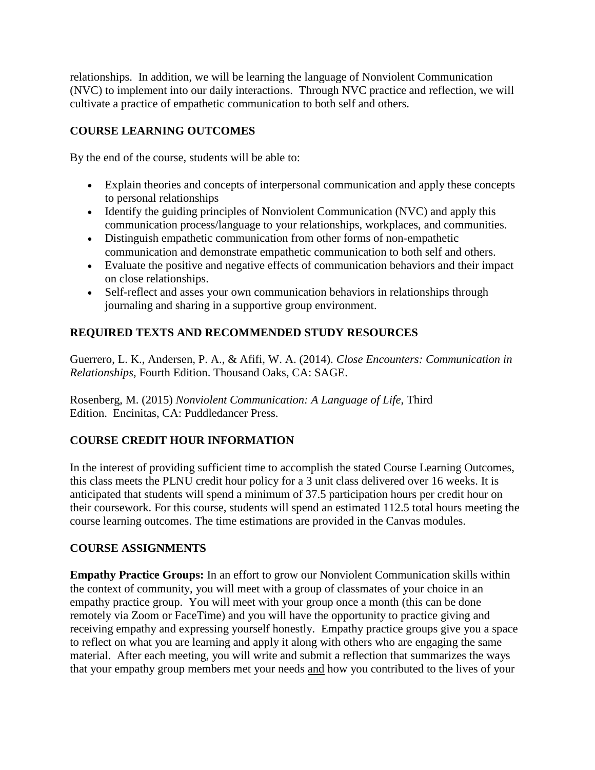relationships. In addition, we will be learning the language of Nonviolent Communication (NVC) to implement into our daily interactions. Through NVC practice and reflection, we will cultivate a practice of empathetic communication to both self and others.

## COURSE LEARNING OUTCOMES

By the end of the course, students will be able to:

- Explain theories and concepts of interpersonal communication and apply these concepts to personal relationships
- Identify the guiding principles of Nonviolent Communication (NVC) and apply this communication process/language to your relationships, workplaces, and communities.
- Distinguish empathetic communication from other forms of non-empathetic communication and demonstrate empathetic communication to both self and others.
- Evaluate the positive and negative effects of communication behaviors and their impact on close relationships.
- Self-reflect and asses your own communication behaviors in relationships through journaling and sharing in a supportive group environment.

## REQUIRED TEXTS AND RECOMMENDED STUDY RESOURCES

Guerrero, L. K., Andersen, P. A., & Afifi, W. A. (2014). *Close Encounters: Communication in Relationships,* Fourth Edition. Thousand Oaks, CA: SAGE.

Rosenberg, M. (2015) *Nonviolent Communication: A Language of Life*, Third Edition. Encinitas, CA: Puddledancer Press.

## COURSE CREDIT HOUR INFORMATION

In the interest of providing sufficient time to accomplish the stated Course Learning Outcomes, this class meets the PLNU credit hour policy for a 3 unit class delivered over 16 weeks. It is anticipated that students will spend a minimum of 37.5 participation hours per credit hour on their coursework. For this course, students will spend an estimated 112.5 total hours meeting the course learning outcomes. The time estimations are provided in the Canvas modules.

## COURSE ASSIGNMENTS

**Empathy Practice Groups:** In an effort to grow our Nonviolent Communication skills within the context of community, you will meet with a group of classmates of your choice in an empathy practice group. You will meet with your group once a month (this can be done remotely via Zoom or FaceTime) and you will have the opportunity to practice giving and receiving empathy and expressing yourself honestly. Empathy practice groups give you a space to reflect on what you are learning and apply it along with others who are engaging the same material. After each meeting, you will write and submit a reflection that summarizes the ways that your empathy group members met your needs and how you contributed to the lives of your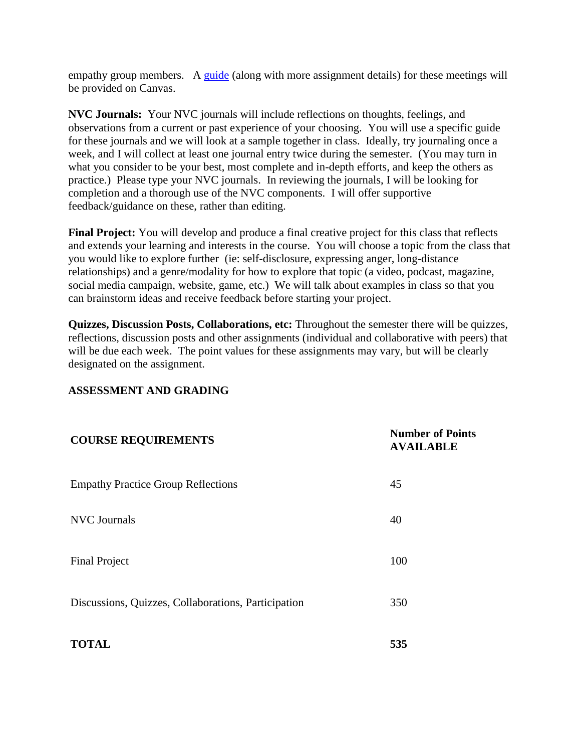empathy group members. A [guide](guide) (along with more assignment details) for these meetings will be provided on Canvas.

**NVC Journals:** Your NVC journals will include reflections on thoughts, feelings, and observations from a current or past experience of your choosing. You will use a specific guide for these journals and we will look at a sample together in class. Ideally, try journaling once a week, and I will collect at least one journal entry twice during the semester. (You may turn in what you consider to be your best, most complete and in-depth efforts, and keep the others as practice.) Please type your NVC journals. In reviewing the journals, I will be looking for completion and a thorough use of the NVC components. I will offer supportive feedback/guidance on these, rather than editing.

**Final Project:** You will develop and produce a final creative project for this class that reflects and extends your learning and interests in the course. You will choose a topic from the class that you would like to explore further (ie: self-disclosure, expressing anger, long-distance relationships) and a genre/modality for how to explore that topic (a video, podcast, magazine, social media campaign, website, game, etc.) We will talk about examples in class so that you can brainstorm ideas and receive feedback before starting your project.

**Quizzes, Discussion Posts, Collaborations, etc:** Throughout the semester there will be quizzes, reflections, discussion posts and other assignments (individual and collaborative with peers) that will be due each week. The point values for these assignments may vary, but will be clearly designated on the assignment.

**ASSESSMENT AND GRADING**

| **COURSE REQUIREMENTS** | **Number of Points AVAILABLE** |
|---|---|
| Empathy Practice Group Reflections | 45 |
| NVC Journals | 40 |
| Final Project | 100 |
| Discussions, Quizzes, Collaborations, Participation | 350 |
| **TOTAL** | **535** |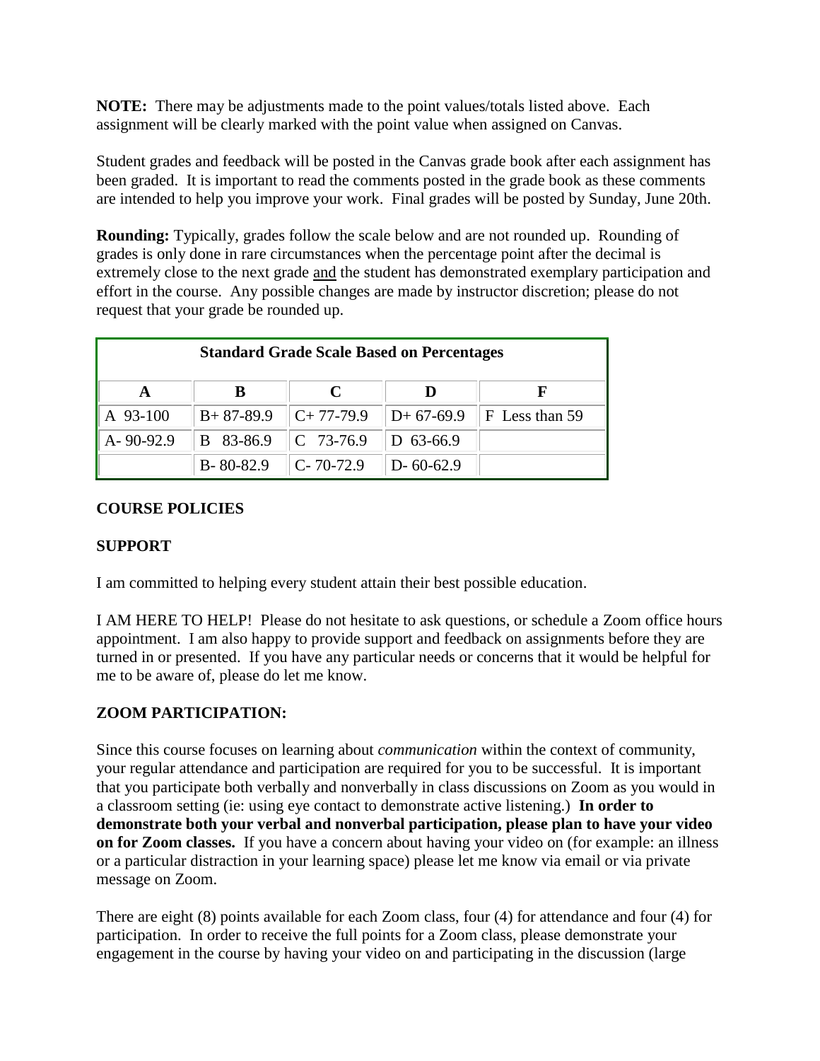**NOTE:** There may be adjustments made to the point values/totals listed above. Each assignment will be clearly marked with the point value when assigned on Canvas.

Student grades and feedback will be posted in the Canvas grade book after each assignment has been graded. It is important to read the comments posted in the grade book as these comments are intended to help you improve your work. Final grades will be posted by Sunday, June 20th.

**Rounding:** Typically, grades follow the scale below and are not rounded up. Rounding of grades is only done in rare circumstances when the percentage point after the decimal is extremely close to the next grade and the student has demonstrated exemplary participation and effort in the course. Any possible changes are made by instructor discretion; please do not request that your grade be rounded up.

| Standard Grade Scale Based on Percentages | | | | |
|---|---|---|---|---|
| **A** | **B** | **C** | **D** | **F** |
| A 93-100 | B+ 87-89.9 | C+ 77-79.9 | D+ 67-69.9 | F Less than 59 |
| A- 90-92.9 | B 83-86.9 | C 73-76.9 | D 63-66.9 | |
| | B- 80-82.9 | C- 70-72.9 | D- 60-62.9 | |

## COURSE POLICIES

## SUPPORT

I am committed to helping every student attain their best possible education.

I AM HERE TO HELP! Please do not hesitate to ask questions, or schedule a Zoom office hours appointment. I am also happy to provide support and feedback on assignments before they are turned in or presented. If you have any particular needs or concerns that it would be helpful for me to be aware of, please do let me know.

## ZOOM PARTICIPATION:

Since this course focuses on learning about *communication* within the context of community, your regular attendance and participation are required for you to be successful. It is important that you participate both verbally and nonverbally in class discussions on Zoom as you would in a classroom setting (ie: using eye contact to demonstrate active listening.) **In order to demonstrate both your verbal and nonverbal participation, please plan to have your video on for Zoom classes.** If you have a concern about having your video on (for example: an illness or a particular distraction in your learning space) please let me know via email or via private message on Zoom.

There are eight (8) points available for each Zoom class, four (4) for attendance and four (4) for participation. In order to receive the full points for a Zoom class, please demonstrate your engagement in the course by having your video on and participating in the discussion (large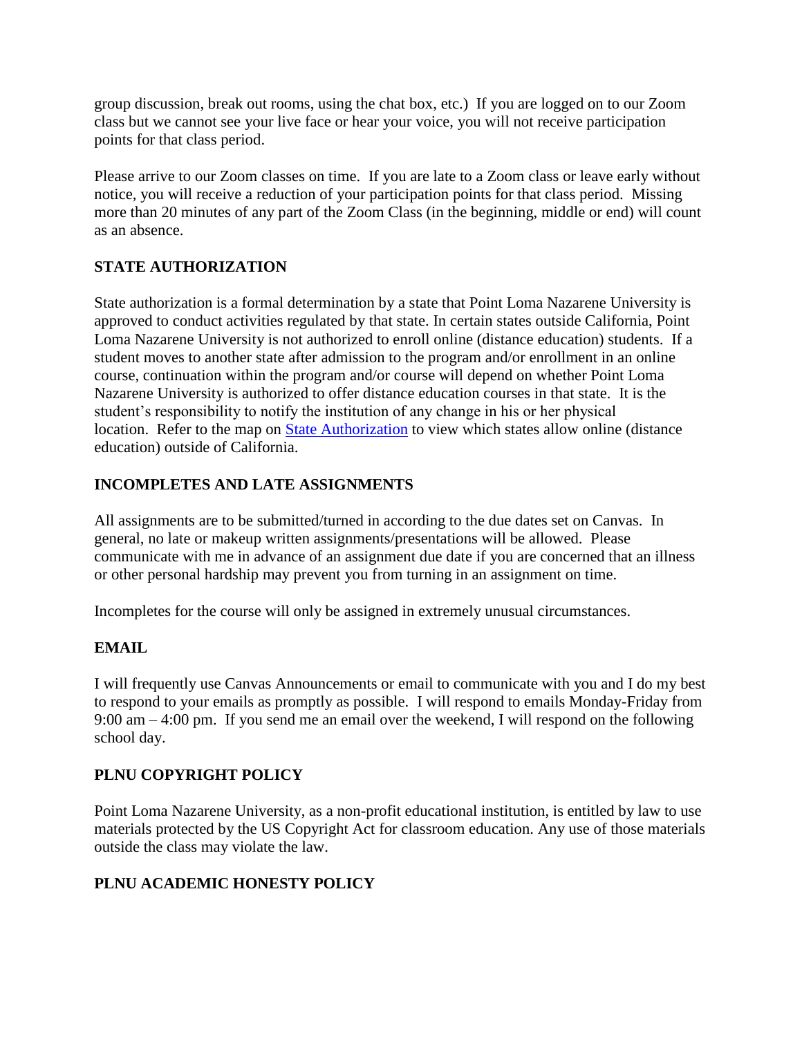group discussion, break out rooms, using the chat box, etc.) If you are logged on to our Zoom class but we cannot see your live face or hear your voice, you will not receive participation points for that class period.

Please arrive to our Zoom classes on time. If you are late to a Zoom class or leave early without notice, you will receive a reduction of your participation points for that class period. Missing more than 20 minutes of any part of the Zoom Class (in the beginning, middle or end) will count as an absence.

## STATE AUTHORIZATION

State authorization is a formal determination by a state that Point Loma Nazarene University is approved to conduct activities regulated by that state. In certain states outside California, Point Loma Nazarene University is not authorized to enroll online (distance education) students. If a student moves to another state after admission to the program and/or enrollment in an online course, continuation within the program and/or course will depend on whether Point Loma Nazarene University is authorized to offer distance education courses in that state. It is the student's responsibility to notify the institution of any change in his or her physical location. Refer to the map on State Authorization to view which states allow online (distance education) outside of California.

## INCOMPLETES AND LATE ASSIGNMENTS

All assignments are to be submitted/turned in according to the due dates set on Canvas. In general, no late or makeup written assignments/presentations will be allowed. Please communicate with me in advance of an assignment due date if you are concerned that an illness or other personal hardship may prevent you from turning in an assignment on time.

Incompletes for the course will only be assigned in extremely unusual circumstances.

## EMAIL

I will frequently use Canvas Announcements or email to communicate with you and I do my best to respond to your emails as promptly as possible. I will respond to emails Monday-Friday from 9:00 am – 4:00 pm. If you send me an email over the weekend, I will respond on the following school day.

## PLNU COPYRIGHT POLICY

Point Loma Nazarene University, as a non-profit educational institution, is entitled by law to use materials protected by the US Copyright Act for classroom education. Any use of those materials outside the class may violate the law.

## PLNU ACADEMIC HONESTY POLICY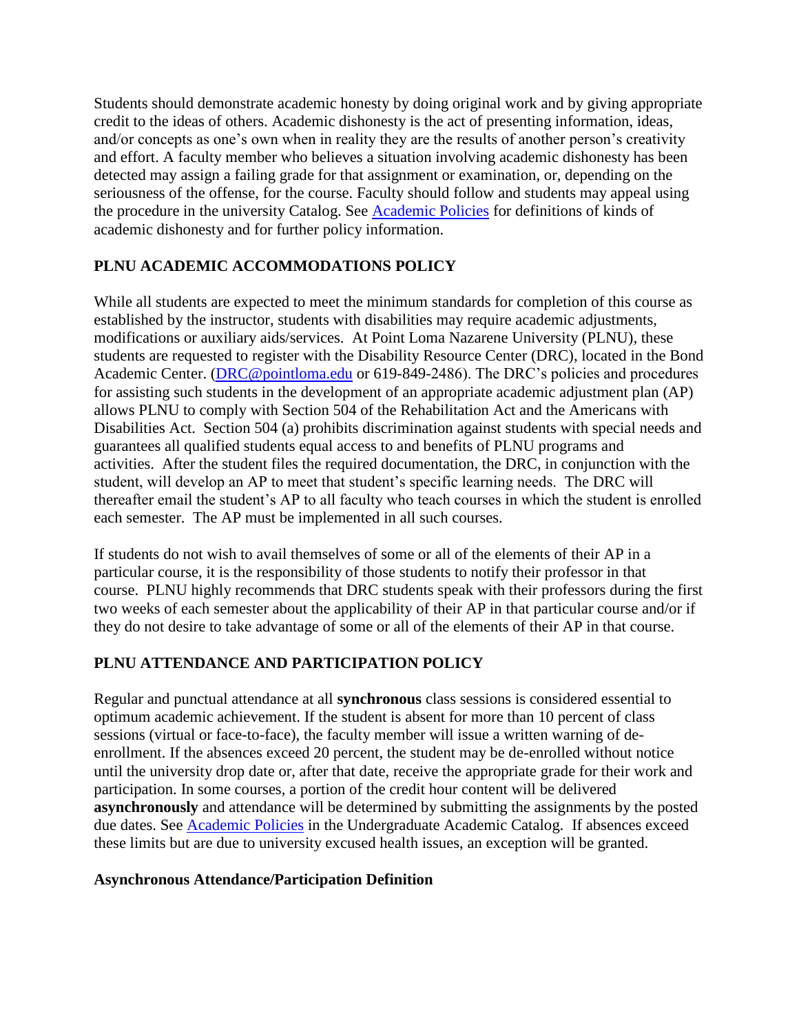Students should demonstrate academic honesty by doing original work and by giving appropriate credit to the ideas of others. Academic dishonesty is the act of presenting information, ideas, and/or concepts as one's own when in reality they are the results of another person's creativity and effort. A faculty member who believes a situation involving academic dishonesty has been detected may assign a failing grade for that assignment or examination, or, depending on the seriousness of the offense, for the course. Faculty should follow and students may appeal using the procedure in the university Catalog. See [Academic Policies]() for definitions of kinds of academic dishonesty and for further policy information.

## PLNU ACADEMIC ACCOMMODATIONS POLICY

While all students are expected to meet the minimum standards for completion of this course as established by the instructor, students with disabilities may require academic adjustments, modifications or auxiliary aids/services. At Point Loma Nazarene University (PLNU), these students are requested to register with the Disability Resource Center (DRC), located in the Bond Academic Center. ([DRC@pointloma.edu](mailto:DRC@pointloma.edu) or 619-849-2486). The DRC's policies and procedures for assisting such students in the development of an appropriate academic adjustment plan (AP) allows PLNU to comply with Section 504 of the Rehabilitation Act and the Americans with Disabilities Act. Section 504 (a) prohibits discrimination against students with special needs and guarantees all qualified students equal access to and benefits of PLNU programs and activities. After the student files the required documentation, the DRC, in conjunction with the student, will develop an AP to meet that student's specific learning needs. The DRC will thereafter email the student's AP to all faculty who teach courses in which the student is enrolled each semester. The AP must be implemented in all such courses.

If students do not wish to avail themselves of some or all of the elements of their AP in a particular course, it is the responsibility of those students to notify their professor in that course. PLNU highly recommends that DRC students speak with their professors during the first two weeks of each semester about the applicability of their AP in that particular course and/or if they do not desire to take advantage of some or all of the elements of their AP in that course.

## PLNU ATTENDANCE AND PARTICIPATION POLICY

Regular and punctual attendance at all **synchronous** class sessions is considered essential to optimum academic achievement. If the student is absent for more than 10 percent of class sessions (virtual or face-to-face), the faculty member will issue a written warning of de-enrollment. If the absences exceed 20 percent, the student may be de-enrolled without notice until the university drop date or, after that date, receive the appropriate grade for their work and participation. In some courses, a portion of the credit hour content will be delivered **asynchronously** and attendance will be determined by submitting the assignments by the posted due dates. See [Academic Policies]() in the Undergraduate Academic Catalog. If absences exceed these limits but are due to university excused health issues, an exception will be granted.

### Asynchronous Attendance/Participation Definition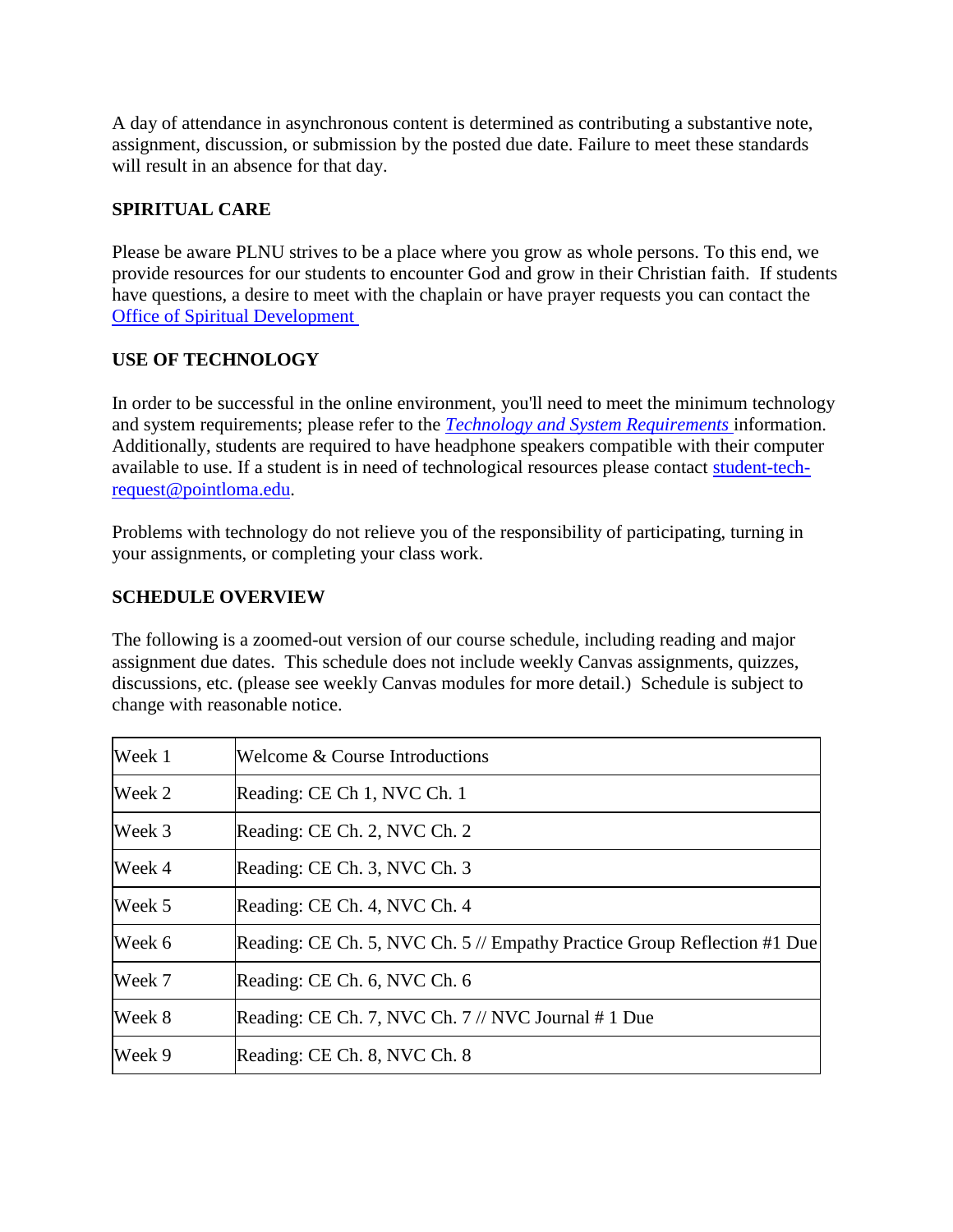A day of attendance in asynchronous content is determined as contributing a substantive note, assignment, discussion, or submission by the posted due date. Failure to meet these standards will result in an absence for that day.

**SPIRITUAL CARE**

Please be aware PLNU strives to be a place where you grow as whole persons. To this end, we provide resources for our students to encounter God and grow in their Christian faith. If students have questions, a desire to meet with the chaplain or have prayer requests you can contact the Office of Spiritual Development

**USE OF TECHNOLOGY**

In order to be successful in the online environment, you'll need to meet the minimum technology and system requirements; please refer to the *Technology and System Requirements* information. Additionally, students are required to have headphone speakers compatible with their computer available to use. If a student is in need of technological resources please contact student-tech-request@pointloma.edu.

Problems with technology do not relieve you of the responsibility of participating, turning in your assignments, or completing your class work.

**SCHEDULE OVERVIEW**

The following is a zoomed-out version of our course schedule, including reading and major assignment due dates. This schedule does not include weekly Canvas assignments, quizzes, discussions, etc. (please see weekly Canvas modules for more detail.) Schedule is subject to change with reasonable notice.

| | |
|---|---|
| Week 1 | Welcome & Course Introductions |
| Week 2 | Reading: CE Ch 1, NVC Ch. 1 |
| Week 3 | Reading: CE Ch. 2, NVC Ch. 2 |
| Week 4 | Reading: CE Ch. 3, NVC Ch. 3 |
| Week 5 | Reading: CE Ch. 4, NVC Ch. 4 |
| Week 6 | Reading: CE Ch. 5, NVC Ch. 5 // Empathy Practice Group Reflection #1 Due |
| Week 7 | Reading: CE Ch. 6, NVC Ch. 6 |
| Week 8 | Reading: CE Ch. 7, NVC Ch. 7 // NVC Journal # 1 Due |
| Week 9 | Reading: CE Ch. 8, NVC Ch. 8 |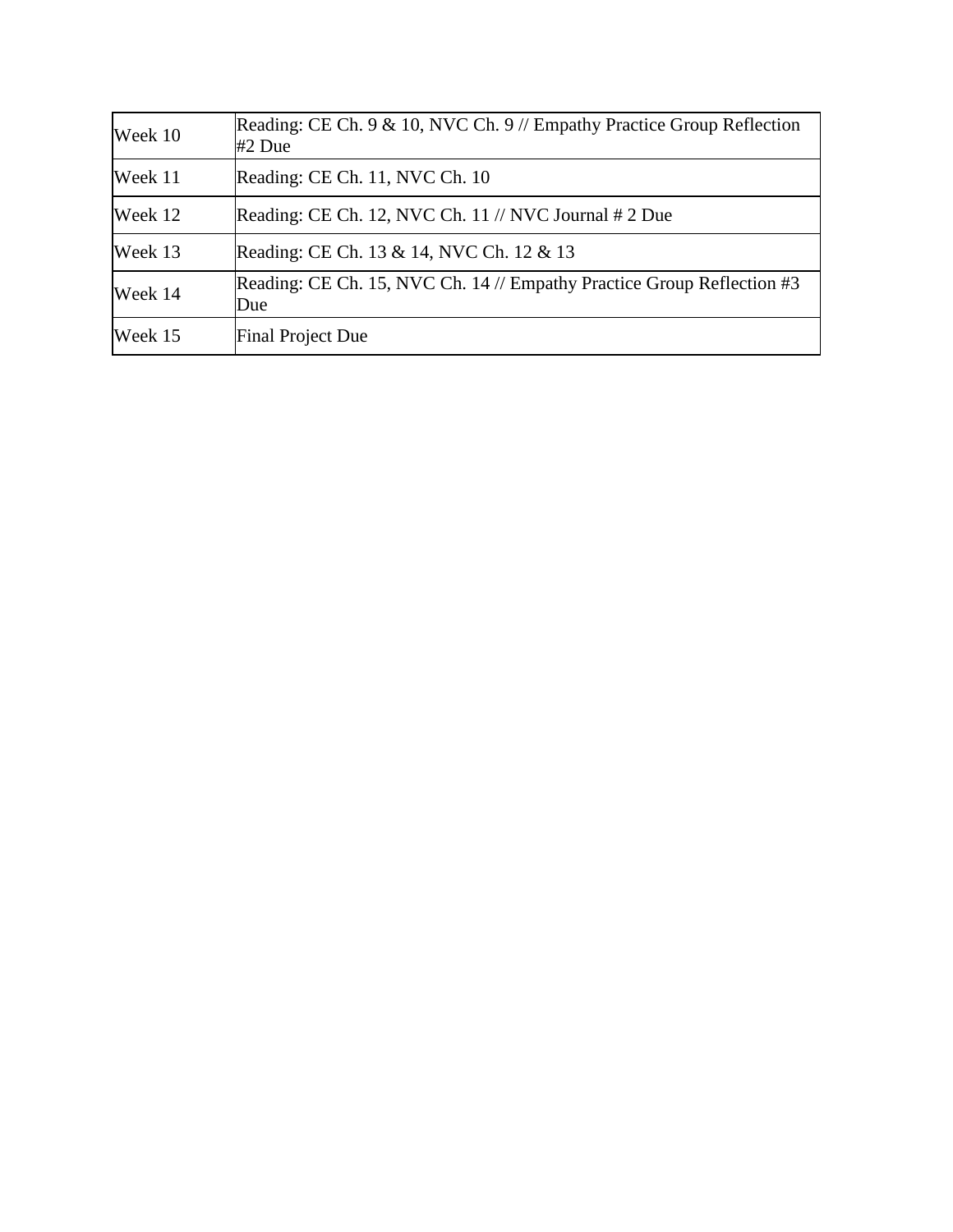| | |
|---|---|
| Week 10 | Reading: CE Ch. 9 & 10, NVC Ch. 9 // Empathy Practice Group Reflection #2 Due |
| Week 11 | Reading: CE Ch. 11, NVC Ch. 10 |
| Week 12 | Reading: CE Ch. 12, NVC Ch. 11 // NVC Journal # 2 Due |
| Week 13 | Reading: CE Ch. 13 & 14, NVC Ch. 12 & 13 |
| Week 14 | Reading: CE Ch. 15, NVC Ch. 14 // Empathy Practice Group Reflection #3 Due |
| Week 15 | Final Project Due |